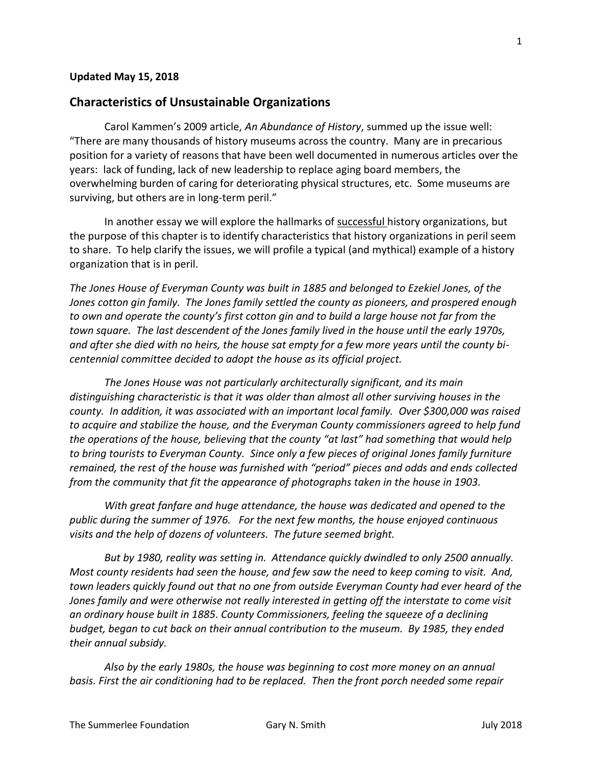**Updated May 15, 2018**

## Characteristics of Unsustainable Organizations

Carol Kammen's 2009 article, *An Abundance of History*, summed up the issue well: "There are many thousands of history museums across the country. Many are in precarious position for a variety of reasons that have been well documented in numerous articles over the years: lack of funding, lack of new leadership to replace aging board members, the overwhelming burden of caring for deteriorating physical structures, etc. Some museums are surviving, but others are in long-term peril."

In another essay we will explore the hallmarks of <u>successful</u> history organizations, but the purpose of this chapter is to identify characteristics that history organizations in peril seem to share. To help clarify the issues, we will profile a typical (and mythical) example of a history organization that is in peril.

*The Jones House of Everyman County was built in 1885 and belonged to Ezekiel Jones, of the Jones cotton gin family. The Jones family settled the county as pioneers, and prospered enough to own and operate the county's first cotton gin and to build a large house not far from the town square. The last descendent of the Jones family lived in the house until the early 1970s, and after she died with no heirs, the house sat empty for a few more years until the county bi-centennial committee decided to adopt the house as its official project.*

*The Jones House was not particularly architecturally significant, and its main distinguishing characteristic is that it was older than almost all other surviving houses in the county. In addition, it was associated with an important local family. Over $300,000 was raised to acquire and stabilize the house, and the Everyman County commissioners agreed to help fund the operations of the house, believing that the county "at last" had something that would help to bring tourists to Everyman County. Since only a few pieces of original Jones family furniture remained, the rest of the house was furnished with "period" pieces and odds and ends collected from the community that fit the appearance of photographs taken in the house in 1903.*

*With great fanfare and huge attendance, the house was dedicated and opened to the public during the summer of 1976. For the next few months, the house enjoyed continuous visits and the help of dozens of volunteers. The future seemed bright.*

*But by 1980, reality was setting in. Attendance quickly dwindled to only 2500 annually. Most county residents had seen the house, and few saw the need to keep coming to visit. And, town leaders quickly found out that no one from outside Everyman County had ever heard of the Jones family and were otherwise not really interested in getting off the interstate to come visit an ordinary house built in 1885. County Commissioners, feeling the squeeze of a declining budget, began to cut back on their annual contribution to the museum. By 1985, they ended their annual subsidy.*

*Also by the early 1980s, the house was beginning to cost more money on an annual basis. First the air conditioning had to be replaced. Then the front porch needed some repair*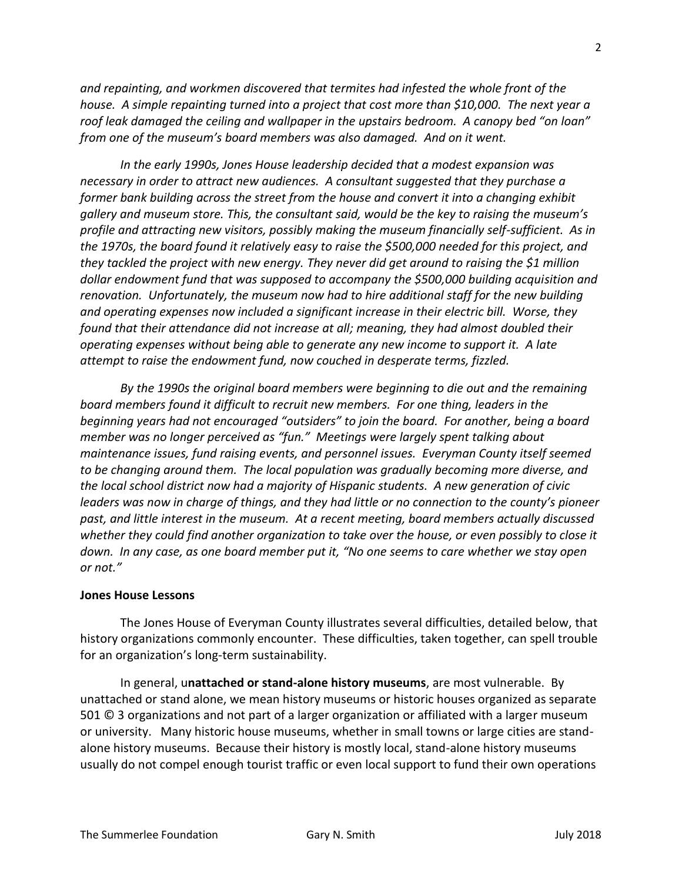*and repainting, and workmen discovered that termites had infested the whole front of the house. A simple repainting turned into a project that cost more than $10,000. The next year a roof leak damaged the ceiling and wallpaper in the upstairs bedroom. A canopy bed "on loan" from one of the museum's board members was also damaged. And on it went.*

*In the early 1990s, Jones House leadership decided that a modest expansion was necessary in order to attract new audiences. A consultant suggested that they purchase a former bank building across the street from the house and convert it into a changing exhibit gallery and museum store. This, the consultant said, would be the key to raising the museum's profile and attracting new visitors, possibly making the museum financially self-sufficient. As in the 1970s, the board found it relatively easy to raise the $500,000 needed for this project, and they tackled the project with new energy. They never did get around to raising the $1 million dollar endowment fund that was supposed to accompany the $500,000 building acquisition and renovation. Unfortunately, the museum now had to hire additional staff for the new building and operating expenses now included a significant increase in their electric bill. Worse, they found that their attendance did not increase at all; meaning, they had almost doubled their operating expenses without being able to generate any new income to support it. A late attempt to raise the endowment fund, now couched in desperate terms, fizzled.*

*By the 1990s the original board members were beginning to die out and the remaining board members found it difficult to recruit new members. For one thing, leaders in the beginning years had not encouraged "outsiders" to join the board. For another, being a board member was no longer perceived as "fun." Meetings were largely spent talking about maintenance issues, fund raising events, and personnel issues. Everyman County itself seemed to be changing around them. The local population was gradually becoming more diverse, and the local school district now had a majority of Hispanic students. A new generation of civic leaders was now in charge of things, and they had little or no connection to the county's pioneer past, and little interest in the museum. At a recent meeting, board members actually discussed whether they could find another organization to take over the house, or even possibly to close it down. In any case, as one board member put it, "No one seems to care whether we stay open or not."*

**Jones House Lessons**

The Jones House of Everyman County illustrates several difficulties, detailed below, that history organizations commonly encounter. These difficulties, taken together, can spell trouble for an organization's long-term sustainability.

In general, u**nattached or stand-alone history museums**, are most vulnerable. By unattached or stand alone, we mean history museums or historic houses organized as separate 501 © 3 organizations and not part of a larger organization or affiliated with a larger museum or university. Many historic house museums, whether in small towns or large cities are stand-alone history museums. Because their history is mostly local, stand-alone history museums usually do not compel enough tourist traffic or even local support to fund their own operations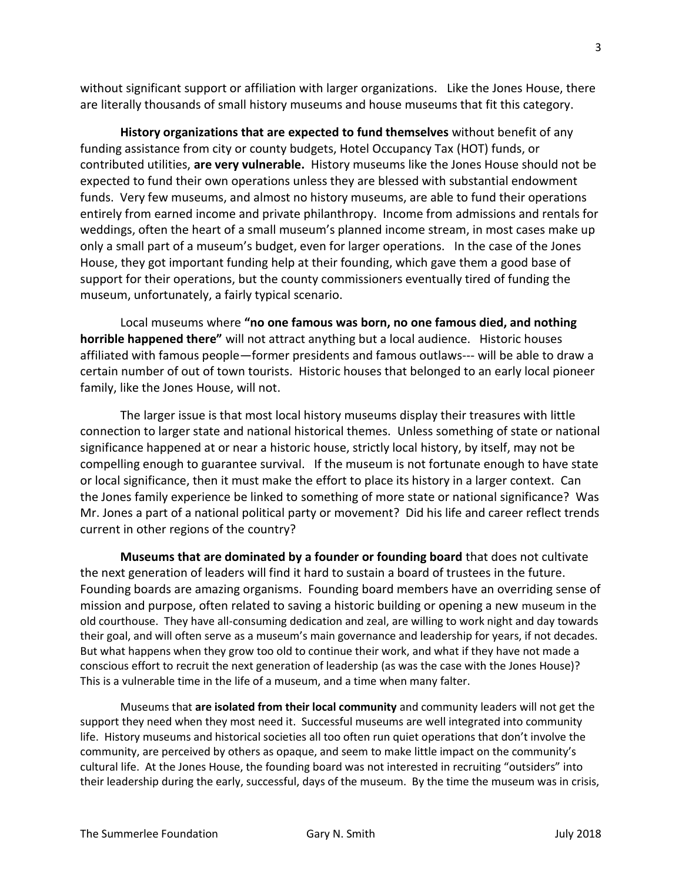without significant support or affiliation with larger organizations. Like the Jones House, there are literally thousands of small history museums and house museums that fit this category.

**History organizations that are expected to fund themselves** without benefit of any funding assistance from city or county budgets, Hotel Occupancy Tax (HOT) funds, or contributed utilities, **are very vulnerable.** History museums like the Jones House should not be expected to fund their own operations unless they are blessed with substantial endowment funds. Very few museums, and almost no history museums, are able to fund their operations entirely from earned income and private philanthropy. Income from admissions and rentals for weddings, often the heart of a small museum's planned income stream, in most cases make up only a small part of a museum's budget, even for larger operations. In the case of the Jones House, they got important funding help at their founding, which gave them a good base of support for their operations, but the county commissioners eventually tired of funding the museum, unfortunately, a fairly typical scenario.

Local museums where **"no one famous was born, no one famous died, and nothing horrible happened there"** will not attract anything but a local audience. Historic houses affiliated with famous people—former presidents and famous outlaws--- will be able to draw a certain number of out of town tourists. Historic houses that belonged to an early local pioneer family, like the Jones House, will not.

The larger issue is that most local history museums display their treasures with little connection to larger state and national historical themes. Unless something of state or national significance happened at or near a historic house, strictly local history, by itself, may not be compelling enough to guarantee survival. If the museum is not fortunate enough to have state or local significance, then it must make the effort to place its history in a larger context. Can the Jones family experience be linked to something of more state or national significance? Was Mr. Jones a part of a national political party or movement? Did his life and career reflect trends current in other regions of the country?

**Museums that are dominated by a founder or founding board** that does not cultivate the next generation of leaders will find it hard to sustain a board of trustees in the future. Founding boards are amazing organisms. Founding board members have an overriding sense of mission and purpose, often related to saving a historic building or opening a new museum in the old courthouse. They have all-consuming dedication and zeal, are willing to work night and day towards their goal, and will often serve as a museum's main governance and leadership for years, if not decades. But what happens when they grow too old to continue their work, and what if they have not made a conscious effort to recruit the next generation of leadership (as was the case with the Jones House)? This is a vulnerable time in the life of a museum, and a time when many falter.

Museums that **are isolated from their local community** and community leaders will not get the support they need when they most need it. Successful museums are well integrated into community life. History museums and historical societies all too often run quiet operations that don't involve the community, are perceived by others as opaque, and seem to make little impact on the community's cultural life. At the Jones House, the founding board was not interested in recruiting "outsiders" into their leadership during the early, successful, days of the museum. By the time the museum was in crisis,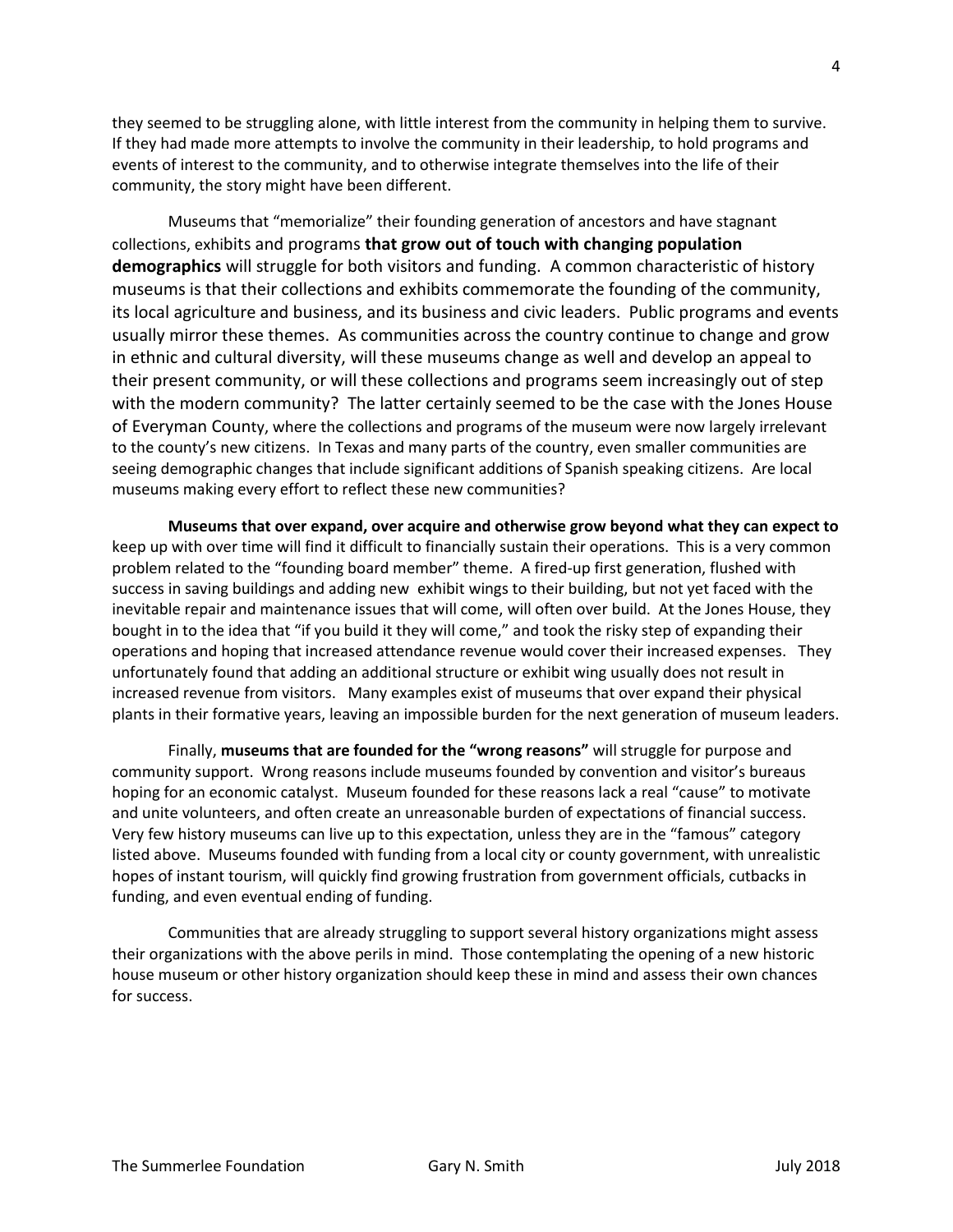they seemed to be struggling alone, with little interest from the community in helping them to survive. If they had made more attempts to involve the community in their leadership, to hold programs and events of interest to the community, and to otherwise integrate themselves into the life of their community, the story might have been different.

Museums that "memorialize" their founding generation of ancestors and have stagnant collections, exhibits and programs **that grow out of touch with changing population demographics** will struggle for both visitors and funding. A common characteristic of history museums is that their collections and exhibits commemorate the founding of the community, its local agriculture and business, and its business and civic leaders. Public programs and events usually mirror these themes. As communities across the country continue to change and grow in ethnic and cultural diversity, will these museums change as well and develop an appeal to their present community, or will these collections and programs seem increasingly out of step with the modern community? The latter certainly seemed to be the case with the Jones House of Everyman County, where the collections and programs of the museum were now largely irrelevant to the county's new citizens. In Texas and many parts of the country, even smaller communities are seeing demographic changes that include significant additions of Spanish speaking citizens. Are local museums making every effort to reflect these new communities?

**Museums that over expand, over acquire and otherwise grow beyond what they can expect to** keep up with over time will find it difficult to financially sustain their operations. This is a very common problem related to the "founding board member" theme. A fired-up first generation, flushed with success in saving buildings and adding new exhibit wings to their building, but not yet faced with the inevitable repair and maintenance issues that will come, will often over build. At the Jones House, they bought in to the idea that "if you build it they will come," and took the risky step of expanding their operations and hoping that increased attendance revenue would cover their increased expenses. They unfortunately found that adding an additional structure or exhibit wing usually does not result in increased revenue from visitors. Many examples exist of museums that over expand their physical plants in their formative years, leaving an impossible burden for the next generation of museum leaders.

Finally, **museums that are founded for the "wrong reasons"** will struggle for purpose and community support. Wrong reasons include museums founded by convention and visitor's bureaus hoping for an economic catalyst. Museum founded for these reasons lack a real "cause" to motivate and unite volunteers, and often create an unreasonable burden of expectations of financial success. Very few history museums can live up to this expectation, unless they are in the "famous" category listed above. Museums founded with funding from a local city or county government, with unrealistic hopes of instant tourism, will quickly find growing frustration from government officials, cutbacks in funding, and even eventual ending of funding.

Communities that are already struggling to support several history organizations might assess their organizations with the above perils in mind. Those contemplating the opening of a new historic house museum or other history organization should keep these in mind and assess their own chances for success.